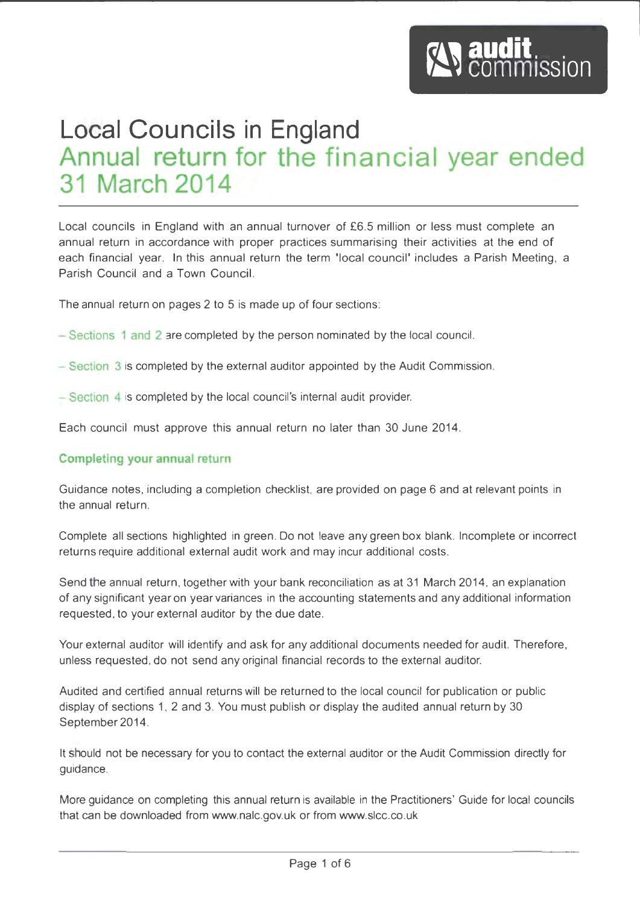# Local Councils in England

## Annual return for the financial year ended 31 March 2014

Local councils in England with an annual turnover of £6.5 million or less must complete an annual return in accordance with proper practices summarising their activities at the end of each financial year. In this annual return the term 'local council' includes a Parish Meeting, a Parish Council and a Town Council.

The annual return on pages 2 to 5 is made up of four sections:

- Sections 1 and 2 are completed by the person nominated by the local council.
- Section 3 is completed by the external auditor appointed by the Audit Commission.
- Section 4 is completed by the local council's internal audit provider.

Each council must approve this annual return no later than 30 June 2014.

### Completing your annual return

Guidance notes, including a completion checklist, are provided on page 6 and at relevant points in the annual return.

Complete all sections highlighted in green. Do not leave any green box blank. Incomplete or incorrect returns require additional external audit work and may incur additional costs.

Send the annual return, together with your bank reconciliation as at 31 March 2014, an explanation of any significant year on year variances in the accounting statements and any additional information requested, to your external auditor by the due date.

Your external auditor will identify and ask for any additional documents needed for audit. Therefore, unless requested, do not send any original financial records to the external auditor.

Audited and certified annual returns will be returned to the local council for publication or public display of sections 1, 2 and 3. You must publish or display the audited annual return by 30 September 2014.

It should not be necessary for you to contact the external auditor or the Audit Commission directly for guidance.

More guidance on completing this annual return is available in the Practitioners' Guide for local councils that can be downloaded from www.nalc.gov.uk or from www.slcc.co.uk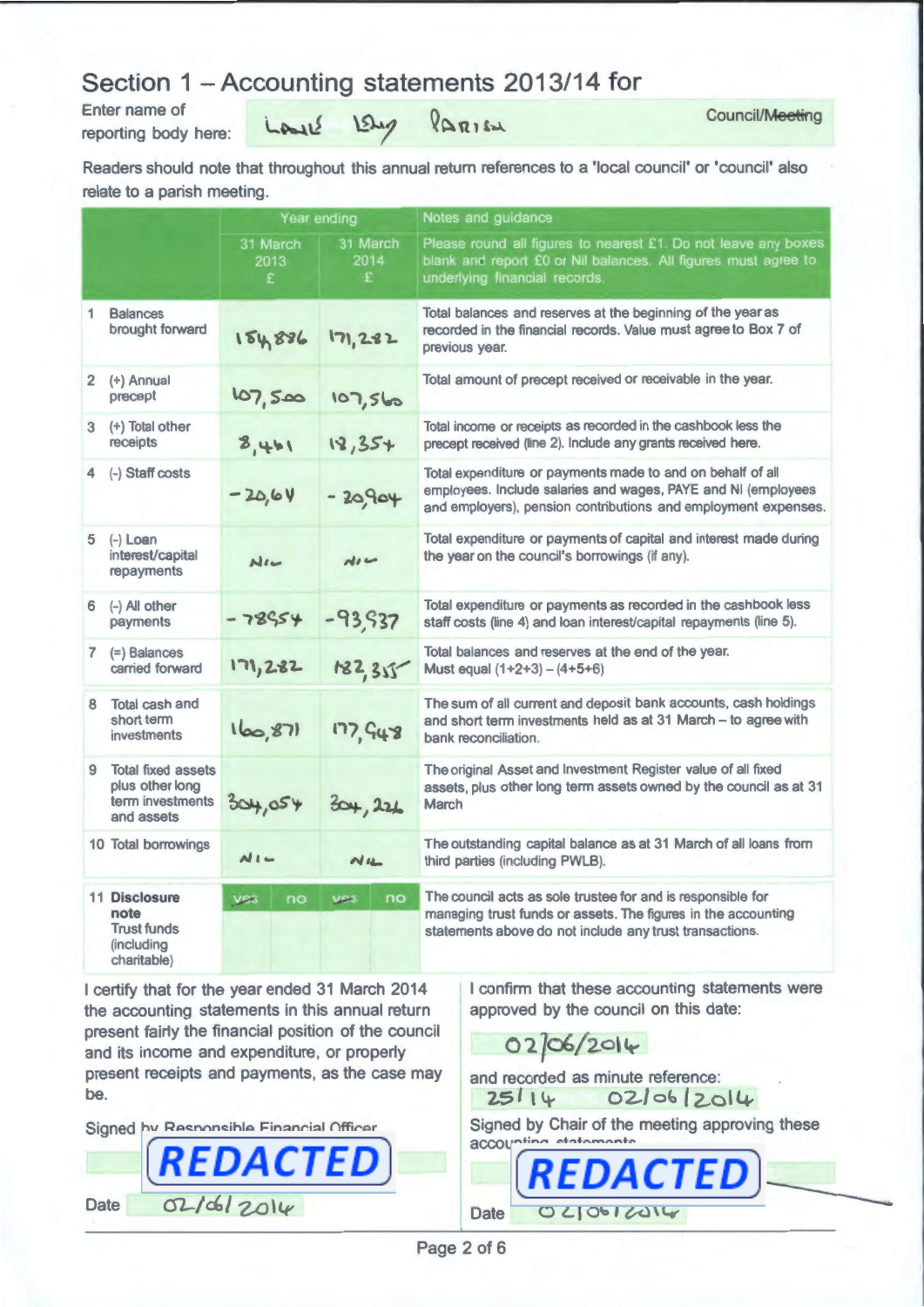# Section 1 – Accounting statements 2013/14 for

Enter name of reporting body here: Little Ilkley Parish Council/~~Meeting~~

Readers should note that throughout this annual return references to a 'local council' or 'council' also relate to a parish meeting.

| | Year ending 31 March 2013 £ | Year ending 31 March 2014 £ | Notes and guidance |
|---|---|---|---|
| | | | Please round all figures to nearest £1. Do not leave any boxes blank and report £0 or Nil balances. All figures must agree to underlying financial records. |
| 1 Balances brought forward | 154,886 | 171,282 | Total balances and reserves at the beginning of the year as recorded in the financial records. Value must agree to Box 7 of previous year. |
| 2 (+) Annual precept | 107,500 | 107,560 | Total amount of precept received or receivable in the year. |
| 3 (+) Total other receipts | 8,461 | 18,354 | Total income or receipts as recorded in the cashbook less the precept received (line 2). Include any grants received here. |
| 4 (-) Staff costs | -20,614 | -20,904 | Total expenditure or payments made to and on behalf of all employees. Include salaries and wages, PAYE and NI (employees and employers), pension contributions and employment expenses. |
| 5 (-) Loan interest/capital repayments | Nil | Nil | Total expenditure or payments of capital and interest made during the year on the council's borrowings (if any). |
| 6 (-) All other payments | -78954 | -93,937 | Total expenditure or payments as recorded in the cashbook less staff costs (line 4) and loan interest/capital repayments (line 5). |
| 7 (=) Balances carried forward | 171,282 | 182,355 | Total balances and reserves at the end of the year. Must equal (1+2+3) – (4+5+6) |
| 8 Total cash and short term investments | 160,871 | 177,948 | The sum of all current and deposit bank accounts, cash holdings and short term investments held as at 31 March – to agree with bank reconciliation. |
| 9 Total fixed assets plus other long term investments and assets | 304,054 | 304,226 | The original Asset and Investment Register value of all fixed assets, plus other long term assets owned by the council as at 31 March |
| 10 Total borrowings | Nil | Nil | The outstanding capital balance as at 31 March of all loans from third parties (including PWLB). |

| 11 **Disclosure note** Trust funds (including charitable) | yes | no | yes | no | The council acts as sole trustee for and is responsible for managing trust funds or assets. The figures in the accounting statements above do not include any trust transactions. |
|---|---|---|---|---|---|

I certify that for the year ended 31 March 2014 the accounting statements in this annual return present fairly the financial position of the council and its income and expenditure, or properly present receipts and payments, as the case may be.

Signed by Responsible Financial Officer

REDACTED

Date 02/06/2014

I confirm that these accounting statements were approved by the council on this date:

02/06/2014

and recorded as minute reference:

25/14 02/06/2014

Signed by Chair of the meeting approving these accounting statements

REDACTED

Date 02/06/2014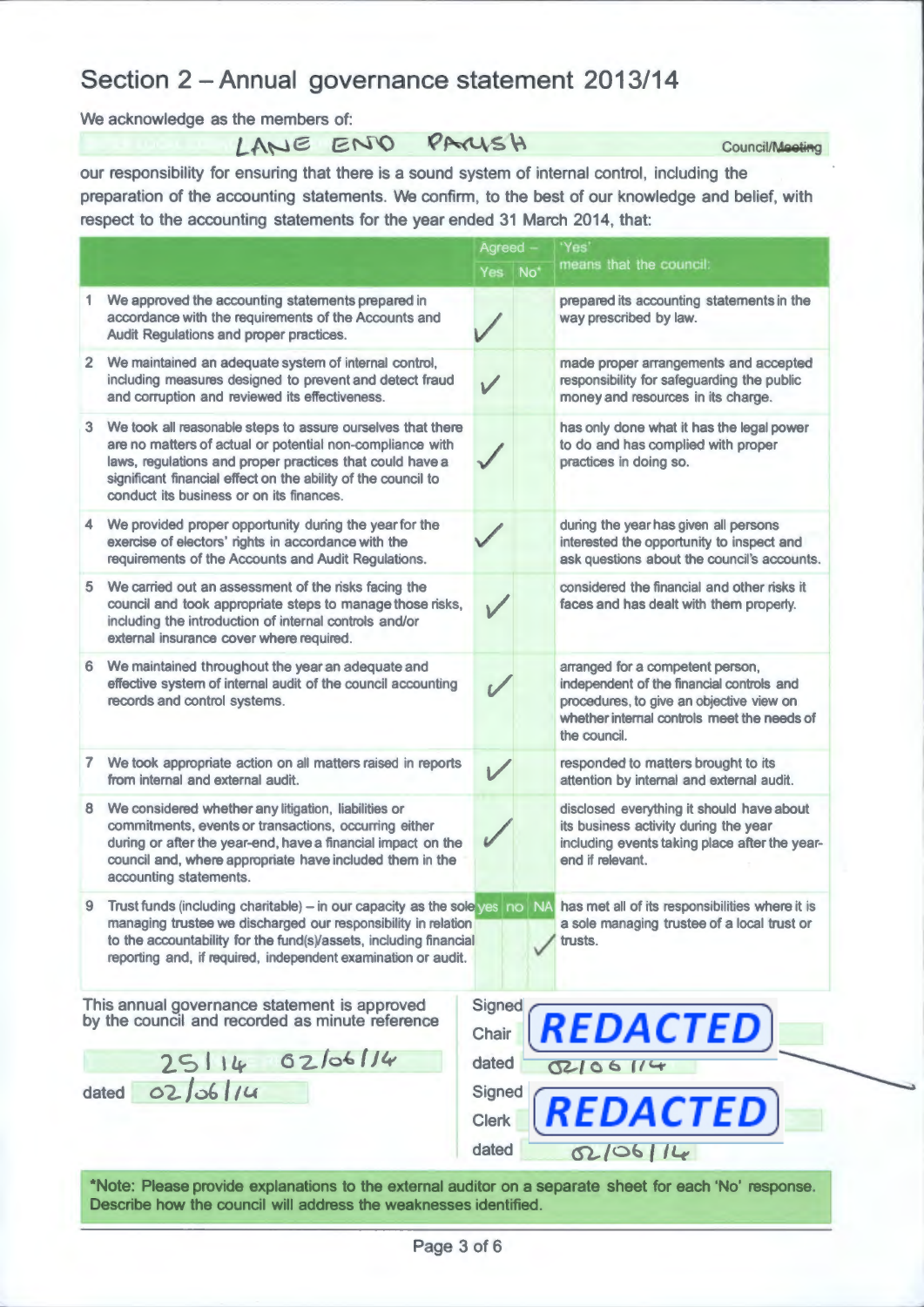# Section 2 – Annual governance statement 2013/14

We acknowledge as the members of:

LANE END PARISH Council/~~Meeting~~

our responsibility for ensuring that there is a sound system of internal control, including the preparation of the accounting statements. We confirm, to the best of our knowledge and belief, with respect to the accounting statements for the year ended 31 March 2014, that:

| | Agreed – Yes | No* | 'Yes' means that the council: |
|---|---|---|---|
| 1 We approved the accounting statements prepared in accordance with the requirements of the Accounts and Audit Regulations and proper practices. | ✓ | | prepared its accounting statements in the way prescribed by law. |
| 2 We maintained an adequate system of internal control, including measures designed to prevent and detect fraud and corruption and reviewed its effectiveness. | ✓ | | made proper arrangements and accepted responsibility for safeguarding the public money and resources in its charge. |
| 3 We took all reasonable steps to assure ourselves that there are no matters of actual or potential non-compliance with laws, regulations and proper practices that could have a significant financial effect on the ability of the council to conduct its business or on its finances. | ✓ | | has only done what it has the legal power to do and has complied with proper practices in doing so. |
| 4 We provided proper opportunity during the year for the exercise of electors' rights in accordance with the requirements of the Accounts and Audit Regulations. | ✓ | | during the year has given all persons interested the opportunity to inspect and ask questions about the council's accounts. |
| 5 We carried out an assessment of the risks facing the council and took appropriate steps to manage those risks, including the introduction of internal controls and/or external insurance cover where required. | ✓ | | considered the financial and other risks it faces and has dealt with them properly. |
| 6 We maintained throughout the year an adequate and effective system of internal audit of the council accounting records and control systems. | ✓ | | arranged for a competent person, independent of the financial controls and procedures, to give an objective view on whether internal controls meet the needs of the council. |
| 7 We took appropriate action on all matters raised in reports from internal and external audit. | ✓ | | responded to matters brought to its attention by internal and external audit. |
| 8 We considered whether any litigation, liabilities or commitments, events or transactions, occurring either during or after the year-end, have a financial impact on the council and, where appropriate have included them in the accounting statements. | ✓ | | disclosed everything it should have about its business activity during the year including events taking place after the year-end if relevant. |

| | yes | no | NA | |
|---|---|---|---|---|
| 9 Trust funds (including charitable) – in our capacity as the sole managing trustee we discharged our responsibility in relation to the accountability for the fund(s)/assets, including financial reporting and, if required, independent examination or audit. | | | ✓ | has met all of its responsibilities where it is a sole managing trustee of a local trust or trusts. |

This annual governance statement is approved by the council and recorded as minute reference

25 | 14 02/06/14

dated 02/06/14

Signed Chair REDACTED

dated 02/06/14

Signed Clerk REDACTED

dated 02/06/14

*Note: Please provide explanations to the external auditor on a separate sheet for each 'No' response. Describe how the council will address the weaknesses identified.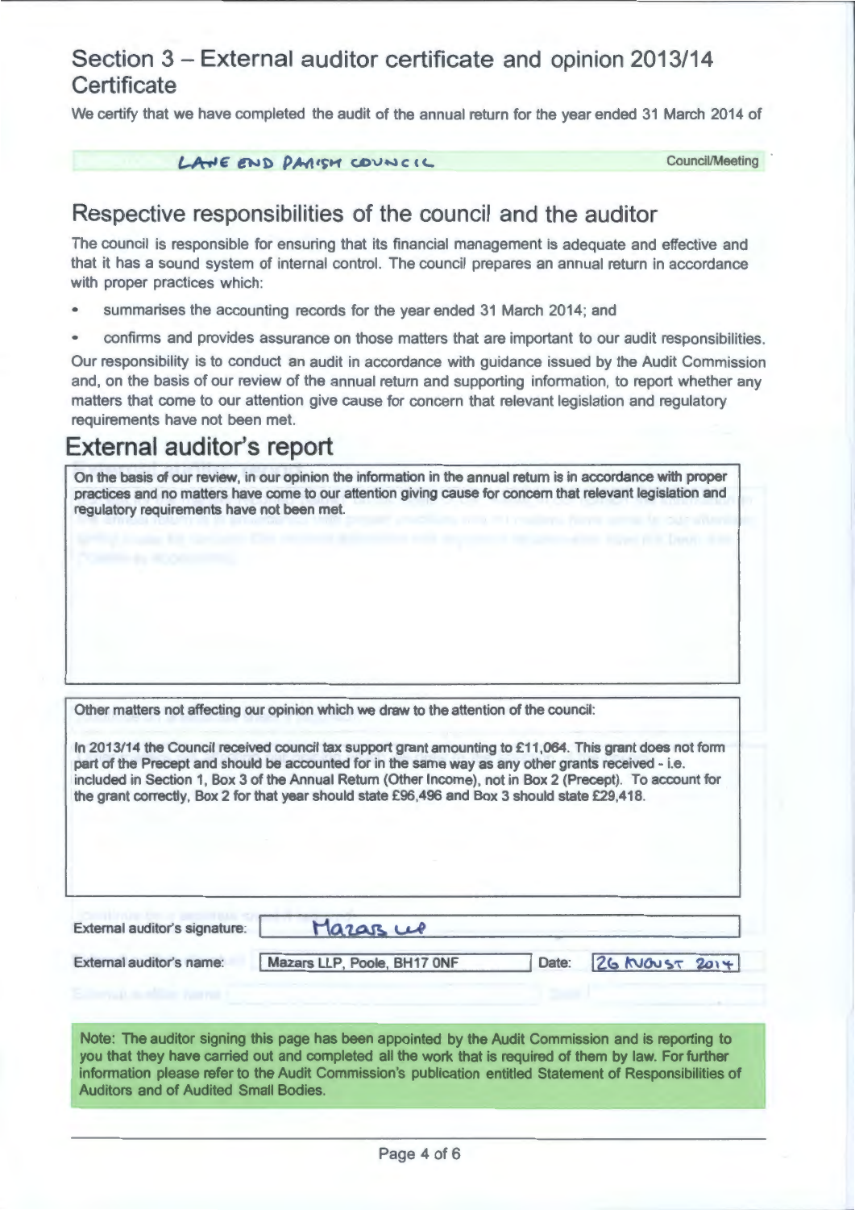# Section 3 – External auditor certificate and opinion 2013/14

## Certificate

We certify that we have completed the audit of the annual return for the year ended 31 March 2014 of

| | |
|---|---|
| LANE END PARISH COUNCIL | Council/Meeting |

## Respective responsibilities of the council and the auditor

The council is responsible for ensuring that its financial management is adequate and effective and that it has a sound system of internal control. The council prepares an annual return in accordance with proper practices which:

- summarises the accounting records for the year ended 31 March 2014; and
- confirms and provides assurance on those matters that are important to our audit responsibilities.

Our responsibility is to conduct an audit in accordance with guidance issued by the Audit Commission and, on the basis of our review of the annual return and supporting information, to report whether any matters that come to our attention give cause for concern that relevant legislation and regulatory requirements have not been met.

## External auditor's report

**On the basis of our review, in our opinion the information in the annual return is in accordance with proper practices and no matters have come to our attention giving cause for concern that relevant legislation and regulatory requirements have not been met.**

**Other matters not affecting our opinion which we draw to the attention of the council:**

**In 2013/14 the Council received council tax support grant amounting to £11,064. This grant does not form part of the Precept and should be accounted for in the same way as any other grants received - i.e. included in Section 1, Box 3 of the Annual Return (Other Income), not in Box 2 (Precept). To account for the grant correctly, Box 2 for that year should state £96,496 and Box 3 should state £29,418.**

External auditor's signature: Mazars LLP

External auditor's name: Mazars LLP, Poole, BH17 0NF | Date: 26 AUGUST 2014

Note: The auditor signing this page has been appointed by the Audit Commission and is reporting to you that they have carried out and completed all the work that is required of them by law. For further information please refer to the Audit Commission's publication entitled Statement of Responsibilities of Auditors and of Audited Small Bodies.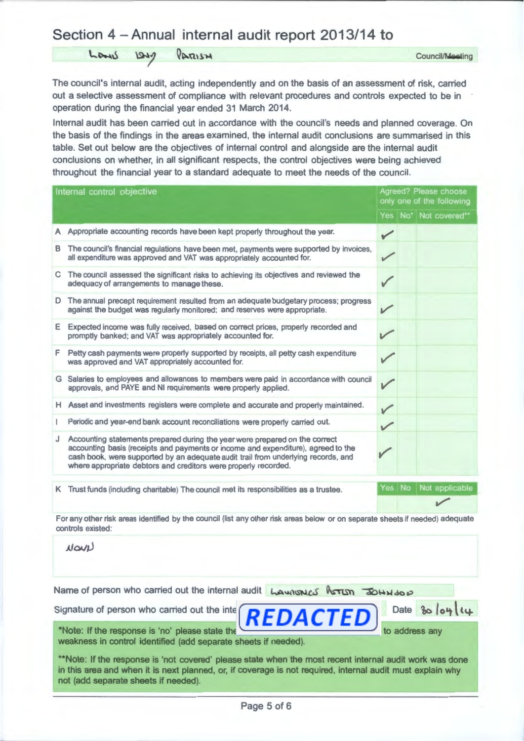# Section 4 – Annual internal audit report 2013/14 to

LONG ITCHINGTON PARISH Council/~~Meeting~~

The council's internal audit, acting independently and on the basis of an assessment of risk, carried out a selective assessment of compliance with relevant procedures and controls expected to be in operation during the financial year ended 31 March 2014.

Internal audit has been carried out in accordance with the council's needs and planned coverage. On the basis of the findings in the areas examined, the internal audit conclusions are summarised in this table. Set out below are the objectives of internal control and alongside are the internal audit conclusions on whether, in all significant respects, the control objectives were being achieved throughout the financial year to a standard adequate to meet the needs of the council.

| Internal control objective | Agreed? Please choose only one of the following | | |
|---|---|---|---|
| | Yes | No* | Not covered** |
| A Appropriate accounting records have been kept properly throughout the year. | ✓ | | |
| B The council's financial regulations have been met, payments were supported by invoices, all expenditure was approved and VAT was appropriately accounted for. | ✓ | | |
| C The council assessed the significant risks to achieving its objectives and reviewed the adequacy of arrangements to manage these. | ✓ | | |
| D The annual precept requirement resulted from an adequate budgetary process; progress against the budget was regularly monitored; and reserves were appropriate. | ✓ | | |
| E Expected income was fully received, based on correct prices, properly recorded and promptly banked; and VAT was appropriately accounted for. | ✓ | | |
| F Petty cash payments were properly supported by receipts, all petty cash expenditure was approved and VAT appropriately accounted for. | ✓ | | |
| G Salaries to employees and allowances to members were paid in accordance with council approvals, and PAYE and NI requirements were properly applied. | ✓ | | |
| H Asset and investments registers were complete and accurate and properly maintained. | ✓ | | |
| I Periodic and year-end bank account reconciliations were properly carried out. | ✓ | | |
| J Accounting statements prepared during the year were prepared on the correct accounting basis (receipts and payments or income and expenditure), agreed to the cash book, were supported by an adequate audit trail from underlying records, and where appropriate debtors and creditors were properly recorded. | ✓ | | |

| | Yes | No | Not applicable |
|---|---|---|---|
| K Trust funds (including charitable) The council met its responsibilities as a trustee. | | | ✓ |

For any other risk areas identified by the council (list any other risk areas below or on separate sheets if needed) adequate controls existed:

NONE

Name of person who carried out the internal audit LAWRENCE ASTON JOHNSON

Signature of person who carried out the inte[REDACTED] Date 30/04/14

*Note: If the response is 'no' please state the [REDACTED] to address any weakness in control identified (add separate sheets if needed).

**Note: If the response is 'not covered' please state when the most recent internal audit work was done in this area and when it is next planned, or, if coverage is not required, internal audit must explain why not (add separate sheets if needed).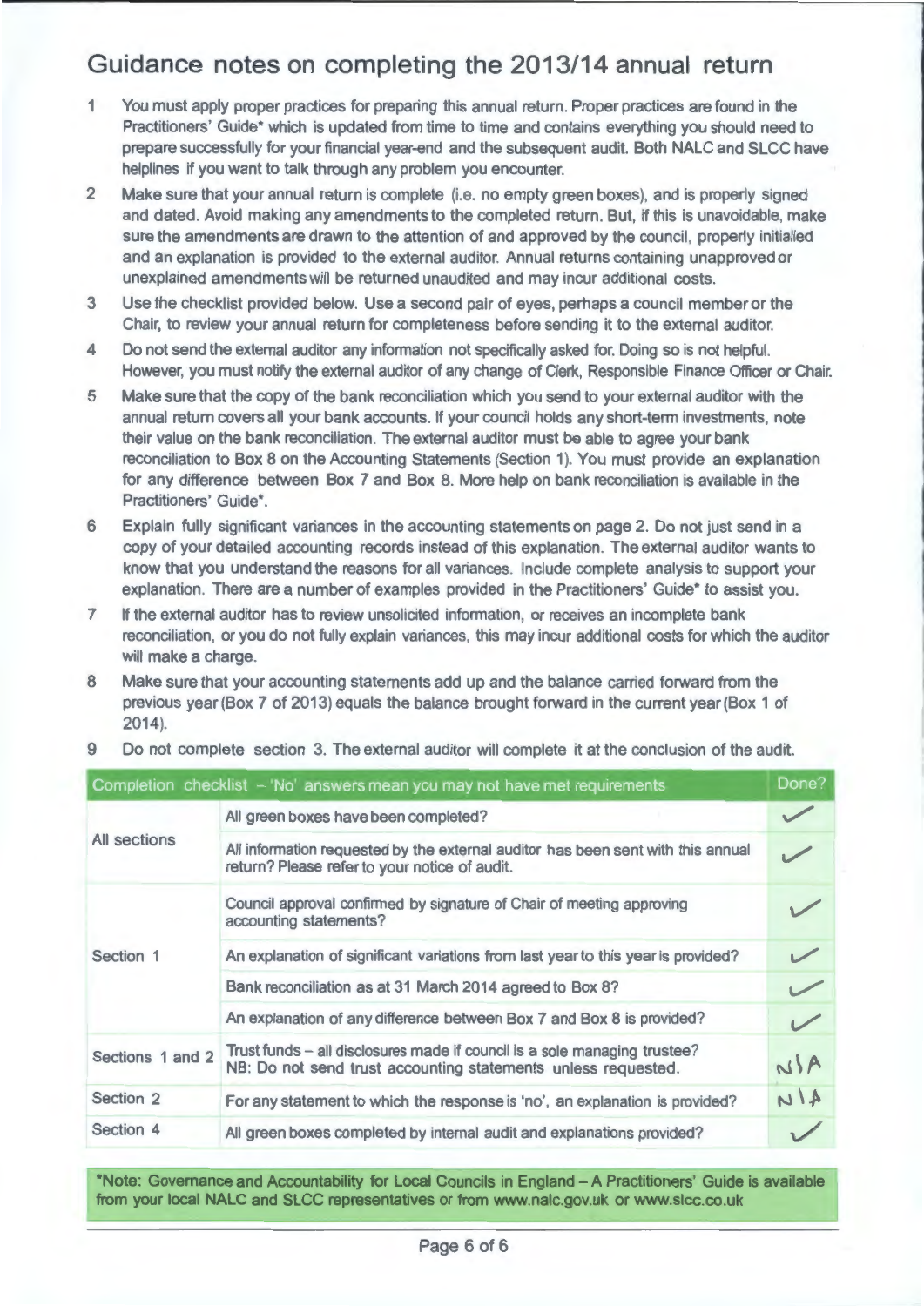# Guidance notes on completing the 2013/14 annual return

1. You must apply proper practices for preparing this annual return. Proper practices are found in the Practitioners' Guide* which is updated from time to time and contains everything you should need to prepare successfully for your financial year-end and the subsequent audit. Both NALC and SLCC have helplines if you want to talk through any problem you encounter.
2. Make sure that your annual return is complete (i.e. no empty green boxes), and is properly signed and dated. Avoid making any amendments to the completed return. But, if this is unavoidable, make sure the amendments are drawn to the attention of and approved by the council, properly initialled and an explanation is provided to the external auditor. Annual returns containing unapproved or unexplained amendments will be returned unaudited and may incur additional costs.
3. Use the checklist provided below. Use a second pair of eyes, perhaps a council member or the Chair, to review your annual return for completeness before sending it to the external auditor.
4. Do not send the external auditor any information not specifically asked for. Doing so is not helpful. However, you must notify the external auditor of any change of Clerk, Responsible Finance Officer or Chair.
5. Make sure that the copy of the bank reconciliation which you send to your external auditor with the annual return covers all your bank accounts. If your council holds any short-term investments, note their value on the bank reconciliation. The external auditor must be able to agree your bank reconciliation to Box 8 on the Accounting Statements (Section 1). You must provide an explanation for any difference between Box 7 and Box 8. More help on bank reconciliation is available in the Practitioners' Guide*.
6. Explain fully significant variances in the accounting statements on page 2. Do not just send in a copy of your detailed accounting records instead of this explanation. The external auditor wants to know that you understand the reasons for all variances. Include complete analysis to support your explanation. There are a number of examples provided in the Practitioners' Guide* to assist you.
7. If the external auditor has to review unsolicited information, or receives an incomplete bank reconciliation, or you do not fully explain variances, this may incur additional costs for which the auditor will make a charge.
8. Make sure that your accounting statements add up and the balance carried forward from the previous year (Box 7 of 2013) equals the balance brought forward in the current year (Box 1 of 2014).
9. Do not complete section 3. The external auditor will complete it at the conclusion of the audit.

| Completion checklist – 'No' answers mean you may not have met requirements | | Done? |
|---|---|---|
| All sections | All green boxes have been completed? | ✓ |
| | All information requested by the external auditor has been sent with this annual return? Please refer to your notice of audit. | ✓ |
| Section 1 | Council approval confirmed by signature of Chair of meeting approving accounting statements? | ✓ |
| | An explanation of significant variations from last year to this year is provided? | ✓ |
| | Bank reconciliation as at 31 March 2014 agreed to Box 8? | ✓ |
| | An explanation of any difference between Box 7 and Box 8 is provided? | ✓ |
| Sections 1 and 2 | Trust funds – all disclosures made if council is a sole managing trustee? NB: Do not send trust accounting statements unless requested. | N/A |
| Section 2 | For any statement to which the response is 'no', an explanation is provided? | N/A |
| Section 4 | All green boxes completed by internal audit and explanations provided? | ✓ |

*Note: Governance and Accountability for Local Councils in England – A Practitioners' Guide is available from your local NALC and SLCC representatives or from www.nalc.gov.uk or www.slcc.co.uk